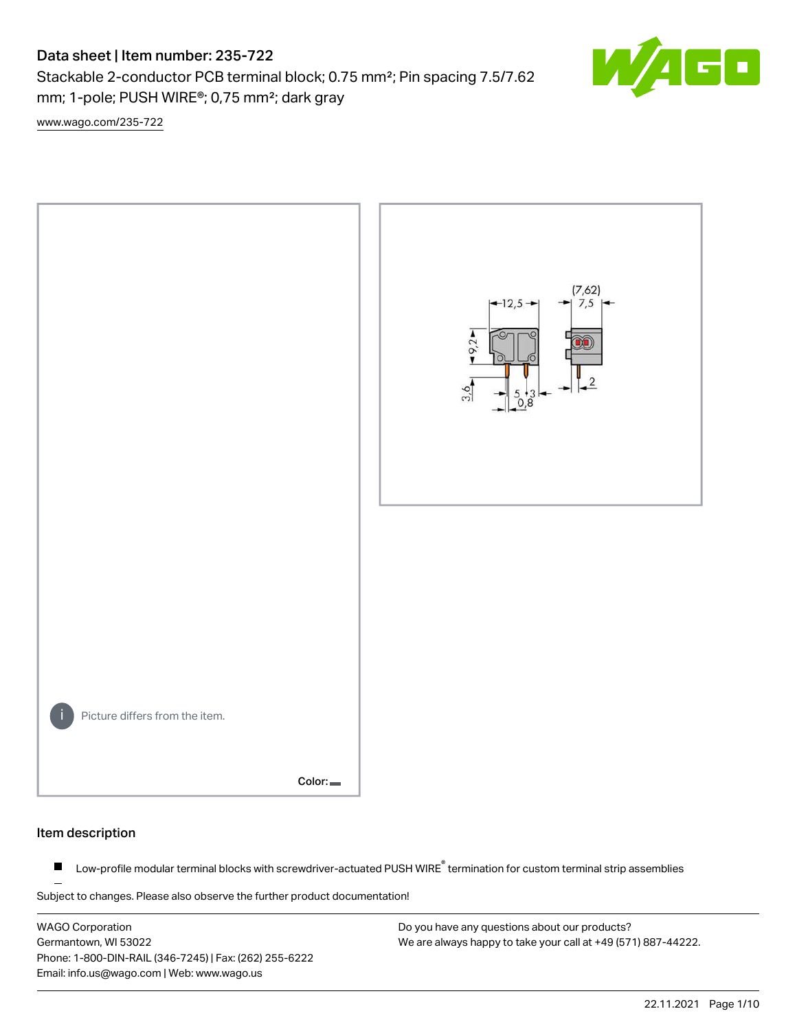# Data sheet | Item number: 235-722

Stackable 2-conductor PCB terminal block; 0.75 mm²; Pin spacing 7.5/7.62 mm; 1-pole; PUSH WIRE®; 0,75 mm²; dark gray

www.wago.com/235-722

Picture differs from the item.

Color:

## Item description

- Low-profile modular terminal blocks with screwdriver-actuated PUSH WIRE® termination for custom terminal strip assemblies

Subject to changes. Please also observe the further product documentation!

WAGO Corporation
Germantown, WI 53022
Phone: 1-800-DIN-RAIL (346-7245) | Fax: (262) 255-6222
Email: info.us@wago.com | Web: www.wago.us

Do you have any questions about our products?
We are always happy to take your call at +49 (571) 887-44222.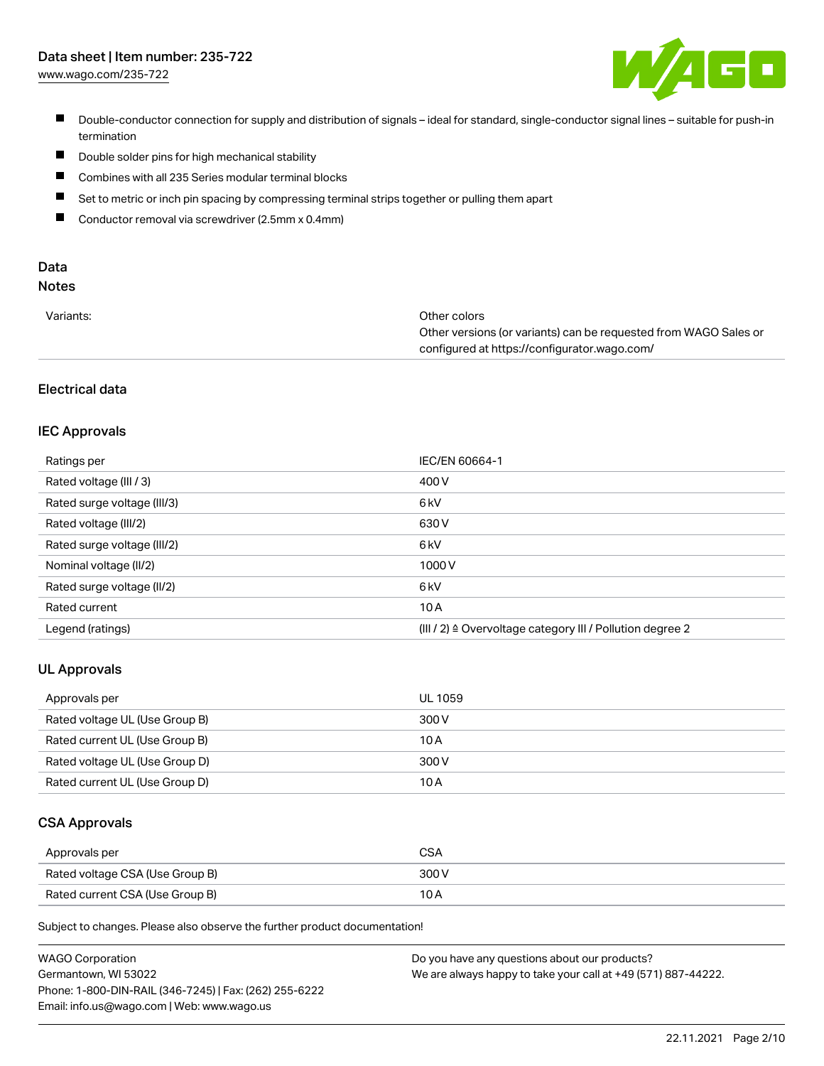- Double-conductor connection for supply and distribution of signals – ideal for standard, single-conductor signal lines – suitable for push-in termination
- Double solder pins for high mechanical stability
- Combines with all 235 Series modular terminal blocks
- Set to metric or inch pin spacing by compressing terminal strips together or pulling them apart
- Conductor removal via screwdriver (2.5mm x 0.4mm)

## Data

### Notes

| | |
|---|---|
| Variants: | Other colors<br>Other versions (or variants) can be requested from WAGO Sales or configured at https://configurator.wago.com/ |

### Electrical data

#### IEC Approvals

| | |
|---|---|
| Ratings per | IEC/EN 60664-1 |
| Rated voltage (III / 3) | 400 V |
| Rated surge voltage (III/3) | 6 kV |
| Rated voltage (III/2) | 630 V |
| Rated surge voltage (III/2) | 6 kV |
| Nominal voltage (II/2) | 1000 V |
| Rated surge voltage (II/2) | 6 kV |
| Rated current | 10 A |
| Legend (ratings) | (III / 2) ≙ Overvoltage category III / Pollution degree 2 |

#### UL Approvals

| | |
|---|---|
| Approvals per | UL 1059 |
| Rated voltage UL (Use Group B) | 300 V |
| Rated current UL (Use Group B) | 10 A |
| Rated voltage UL (Use Group D) | 300 V |
| Rated current UL (Use Group D) | 10 A |

#### CSA Approvals

| | |
|---|---|
| Approvals per | CSA |
| Rated voltage CSA (Use Group B) | 300 V |
| Rated current CSA (Use Group B) | 10 A |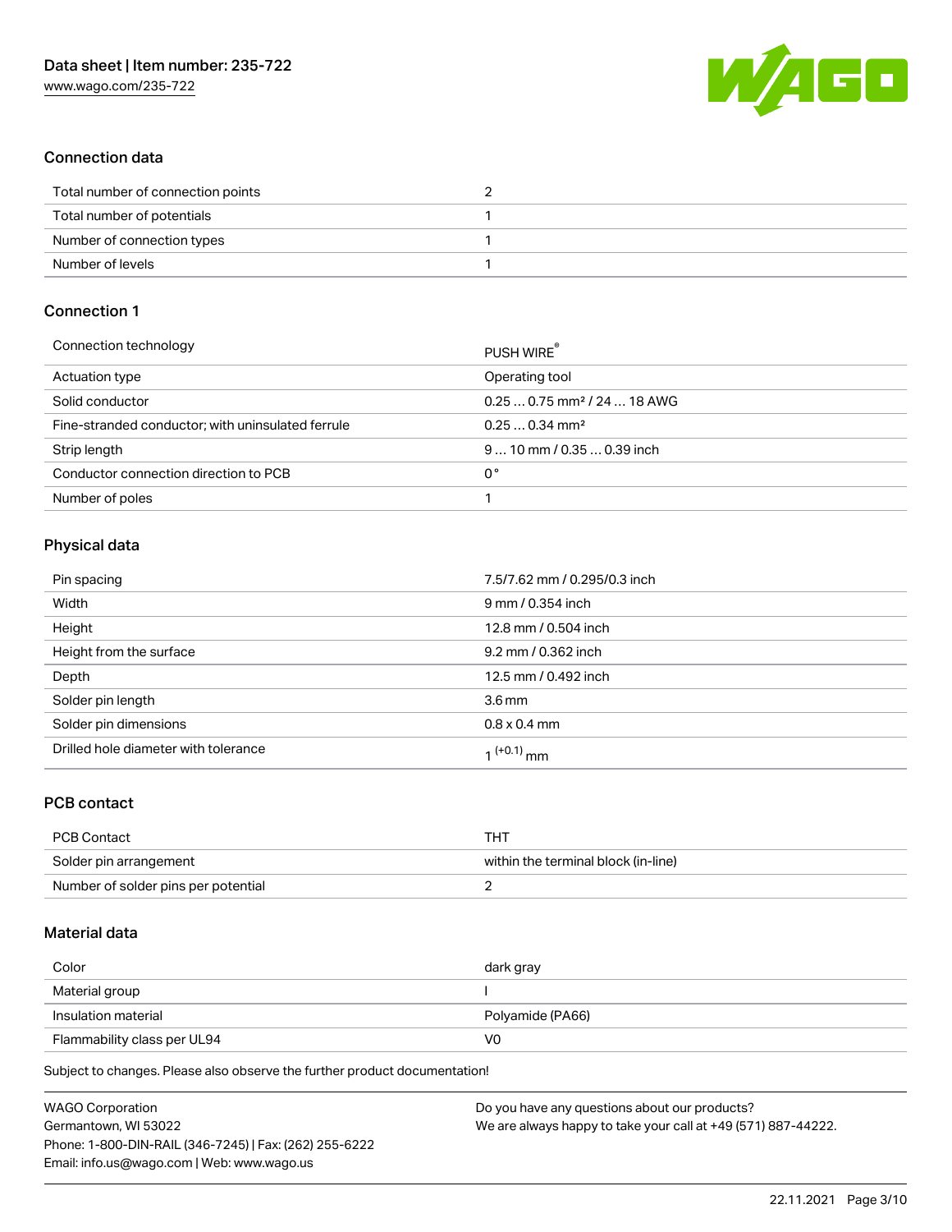## Connection data

| Total number of connection points | 2 |
| --- | --- |
| Total number of potentials | 1 |
| Number of connection types | 1 |
| Number of levels | 1 |

## Connection 1

| Connection technology | PUSH WIRE® |
| --- | --- |
| Actuation type | Operating tool |
| Solid conductor | 0.25 … 0.75 mm² / 24 … 18 AWG |
| Fine-stranded conductor; with uninsulated ferrule | 0.25 … 0.34 mm² |
| Strip length | 9 … 10 mm / 0.35 … 0.39 inch |
| Conductor connection direction to PCB | 0 ° |
| Number of poles | 1 |

## Physical data

| Pin spacing | 7.5/7.62 mm / 0.295/0.3 inch |
| --- | --- |
| Width | 9 mm / 0.354 inch |
| Height | 12.8 mm / 0.504 inch |
| Height from the surface | 9.2 mm / 0.362 inch |
| Depth | 12.5 mm / 0.492 inch |
| Solder pin length | 3.6 mm |
| Solder pin dimensions | 0.8 x 0.4 mm |
| Drilled hole diameter with tolerance | $1^{(+0.1)}$ mm |

## PCB contact

| PCB Contact | THT |
| --- | --- |
| Solder pin arrangement | within the terminal block (in-line) |
| Number of solder pins per potential | 2 |

## Material data

| Color | dark gray |
| --- | --- |
| Material group | I |
| Insulation material | Polyamide (PA66) |
| Flammability class per UL94 | V0 |

Subject to changes. Please also observe the further product documentation!

WAGO Corporation
Germantown, WI 53022
Phone: 1-800-DIN-RAIL (346-7245) | Fax: (262) 255-6222
Email: info.us@wago.com | Web: www.wago.us

Do you have any questions about our products?
We are always happy to take your call at +49 (571) 887-44222.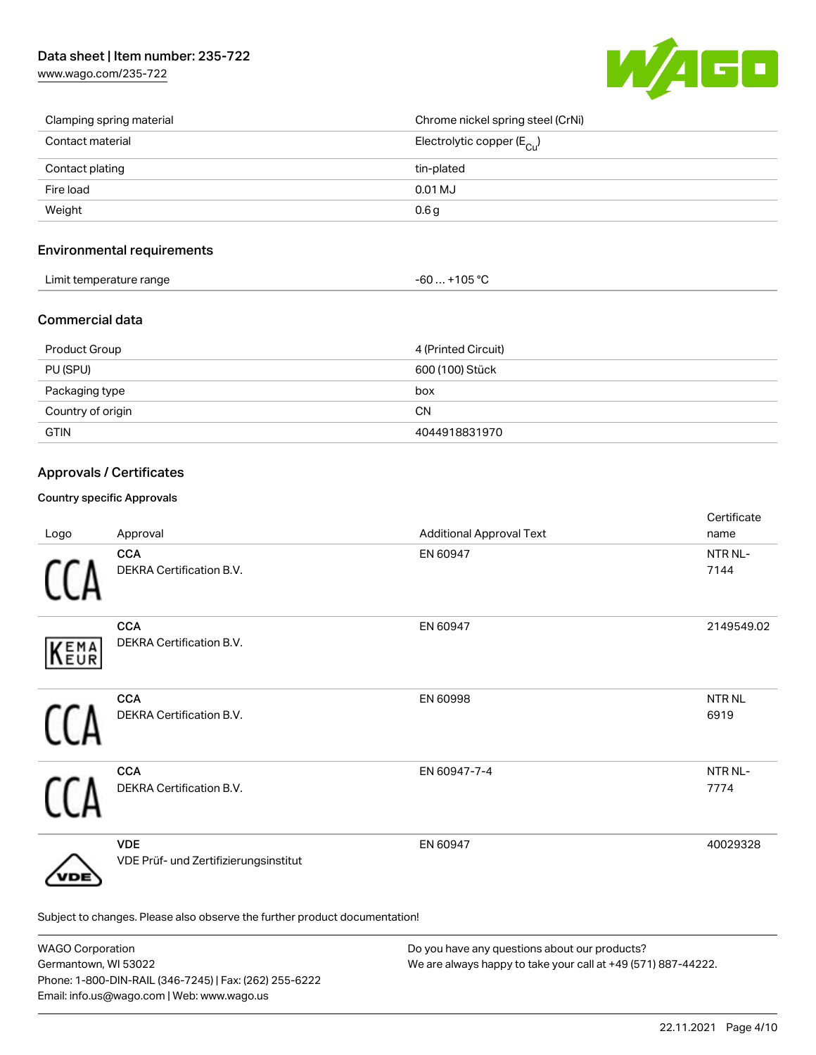| | |
|---|---|
| Clamping spring material | Chrome nickel spring steel (CrNi) |
| Contact material | Electrolytic copper ($E_{Cu}$) |
| Contact plating | tin-plated |
| Fire load | 0.01 MJ |
| Weight | 0.6 g |

## Environmental requirements

| | |
|---|---|
| Limit temperature range | -60 … +105 °C |

## Commercial data

| | |
|---|---|
| Product Group | 4 (Printed Circuit) |
| PU (SPU) | 600 (100) Stück |
| Packaging type | box |
| Country of origin | CN |
| GTIN | 4044918831970 |

## Approvals / Certificates

### Country specific Approvals

| Logo | Approval | Additional Approval Text | Certificate name |
|---|---|---|---|
| | **CCA** DEKRA Certification B.V. | EN 60947 | NTR NL-7144 |
| | **CCA** DEKRA Certification B.V. | EN 60947 | 2149549.02 |
| | **CCA** DEKRA Certification B.V. | EN 60998 | NTR NL 6919 |
| | **CCA** DEKRA Certification B.V. | EN 60947-7-4 | NTR NL-7774 |
| | **VDE** VDE Prüf- und Zertifizierungsinstitut | EN 60947 | 40029328 |

Subject to changes. Please also observe the further product documentation!

WAGO Corporation
Germantown, WI 53022
Phone: 1-800-DIN-RAIL (346-7245) | Fax: (262) 255-6222
Email: info.us@wago.com | Web: www.wago.us

Do you have any questions about our products?
We are always happy to take your call at +49 (571) 887-44222.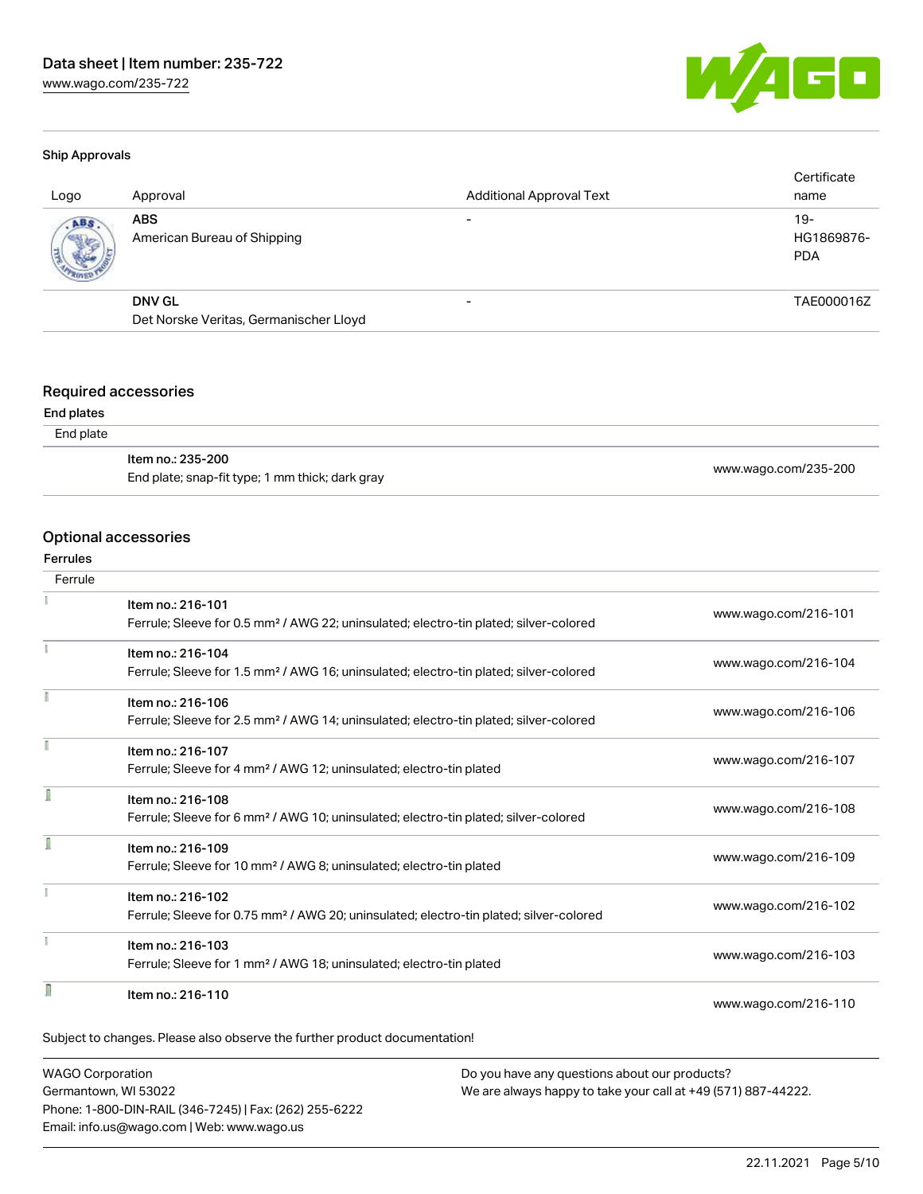### Ship Approvals

| Logo | Approval | Additional Approval Text | Certificate name |
|---|---|---|---|
| | **ABS**<br>American Bureau of Shipping | - | 19-HG1869876-PDA |
| | **DNV GL**<br>Det Norske Veritas, Germanischer Lloyd | - | TAE000016Z |

## Required accessories

**End plates**

End plate

| Item | Link |
|---|---|
| Item no.: 235-200<br>End plate; snap-fit type; 1 mm thick; dark gray | www.wago.com/235-200 |

## Optional accessories

**Ferrules**

Ferrule

| Item | Link |
|---|---|
| Item no.: 216-101<br>Ferrule; Sleeve for 0.5 mm² / AWG 22; uninsulated; electro-tin plated; silver-colored | www.wago.com/216-101 |
| Item no.: 216-104<br>Ferrule; Sleeve for 1.5 mm² / AWG 16; uninsulated; electro-tin plated; silver-colored | www.wago.com/216-104 |
| Item no.: 216-106<br>Ferrule; Sleeve for 2.5 mm² / AWG 14; uninsulated; electro-tin plated; silver-colored | www.wago.com/216-106 |
| Item no.: 216-107<br>Ferrule; Sleeve for 4 mm² / AWG 12; uninsulated; electro-tin plated | www.wago.com/216-107 |
| Item no.: 216-108<br>Ferrule; Sleeve for 6 mm² / AWG 10; uninsulated; electro-tin plated; silver-colored | www.wago.com/216-108 |
| Item no.: 216-109<br>Ferrule; Sleeve for 10 mm² / AWG 8; uninsulated; electro-tin plated | www.wago.com/216-109 |
| Item no.: 216-102<br>Ferrule; Sleeve for 0.75 mm² / AWG 20; uninsulated; electro-tin plated; silver-colored | www.wago.com/216-102 |
| Item no.: 216-103<br>Ferrule; Sleeve for 1 mm² / AWG 18; uninsulated; electro-tin plated | www.wago.com/216-103 |
| Item no.: 216-110 | www.wago.com/216-110 |

Subject to changes. Please also observe the further product documentation!

WAGO Corporation
Germantown, WI 53022
Phone: 1-800-DIN-RAIL (346-7245) | Fax: (262) 255-6222
Email: info.us@wago.com | Web: www.wago.us

Do you have any questions about our products?
We are always happy to take your call at +49 (571) 887-44222.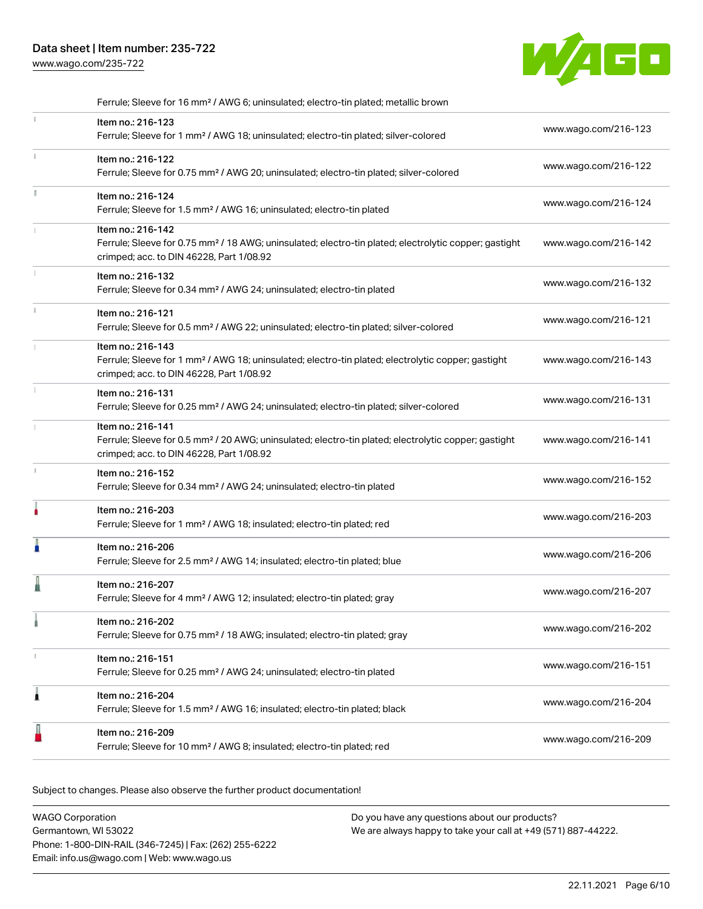| | Ferrule; Sleeve for 16 mm² / AWG 6; uninsulated; electro-tin plated; metallic brown | |
|---|---|---|
| | Item no.: 216-123<br>Ferrule; Sleeve for 1 mm² / AWG 18; uninsulated; electro-tin plated; silver-colored | www.wago.com/216-123 |
| | Item no.: 216-122<br>Ferrule; Sleeve for 0.75 mm² / AWG 20; uninsulated; electro-tin plated; silver-colored | www.wago.com/216-122 |
| | Item no.: 216-124<br>Ferrule; Sleeve for 1.5 mm² / AWG 16; uninsulated; electro-tin plated | www.wago.com/216-124 |
| | Item no.: 216-142<br>Ferrule; Sleeve for 0.75 mm² / 18 AWG; uninsulated; electro-tin plated; electrolytic copper; gastight crimped; acc. to DIN 46228, Part 1/08.92 | www.wago.com/216-142 |
| | Item no.: 216-132<br>Ferrule; Sleeve for 0.34 mm² / AWG 24; uninsulated; electro-tin plated | www.wago.com/216-132 |
| | Item no.: 216-121<br>Ferrule; Sleeve for 0.5 mm² / AWG 22; uninsulated; electro-tin plated; silver-colored | www.wago.com/216-121 |
| | Item no.: 216-143<br>Ferrule; Sleeve for 1 mm² / AWG 18; uninsulated; electro-tin plated; electrolytic copper; gastight crimped; acc. to DIN 46228, Part 1/08.92 | www.wago.com/216-143 |
| | Item no.: 216-131<br>Ferrule; Sleeve for 0.25 mm² / AWG 24; uninsulated; electro-tin plated; silver-colored | www.wago.com/216-131 |
| | Item no.: 216-141<br>Ferrule; Sleeve for 0.5 mm² / 20 AWG; uninsulated; electro-tin plated; electrolytic copper; gastight crimped; acc. to DIN 46228, Part 1/08.92 | www.wago.com/216-141 |
| | Item no.: 216-152<br>Ferrule; Sleeve for 0.34 mm² / AWG 24; uninsulated; electro-tin plated | www.wago.com/216-152 |
| | Item no.: 216-203<br>Ferrule; Sleeve for 1 mm² / AWG 18; insulated; electro-tin plated; red | www.wago.com/216-203 |
| | Item no.: 216-206<br>Ferrule; Sleeve for 2.5 mm² / AWG 14; insulated; electro-tin plated; blue | www.wago.com/216-206 |
| | Item no.: 216-207<br>Ferrule; Sleeve for 4 mm² / AWG 12; insulated; electro-tin plated; gray | www.wago.com/216-207 |
| | Item no.: 216-202<br>Ferrule; Sleeve for 0.75 mm² / 18 AWG; insulated; electro-tin plated; gray | www.wago.com/216-202 |
| | Item no.: 216-151<br>Ferrule; Sleeve for 0.25 mm² / AWG 24; uninsulated; electro-tin plated | www.wago.com/216-151 |
| | Item no.: 216-204<br>Ferrule; Sleeve for 1.5 mm² / AWG 16; insulated; electro-tin plated; black | www.wago.com/216-204 |
| | Item no.: 216-209<br>Ferrule; Sleeve for 10 mm² / AWG 8; insulated; electro-tin plated; red | www.wago.com/216-209 |

Subject to changes. Please also observe the further product documentation!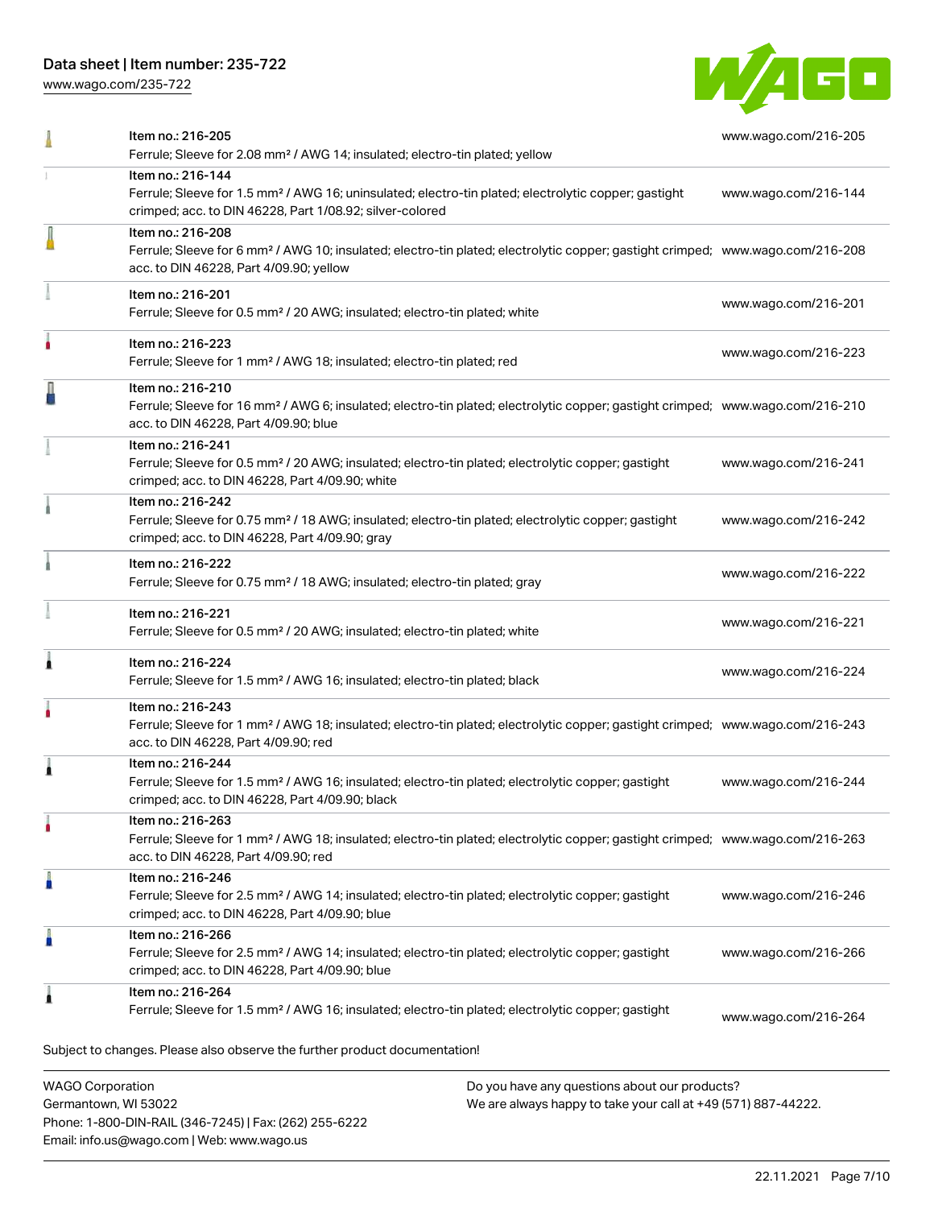| Item | URL |
| --- | --- |
| Item no.: 216-205<br>Ferrule; Sleeve for 2.08 mm² / AWG 14; insulated; electro-tin plated; yellow | www.wago.com/216-205 |
| Item no.: 216-144<br>Ferrule; Sleeve for 1.5 mm² / AWG 16; uninsulated; electro-tin plated; electrolytic copper; gastight crimped; acc. to DIN 46228, Part 1/08.92; silver-colored | www.wago.com/216-144 |
| Item no.: 216-208<br>Ferrule; Sleeve for 6 mm² / AWG 10; insulated; electro-tin plated; electrolytic copper; gastight crimped; acc. to DIN 46228, Part 4/09.90; yellow | www.wago.com/216-208 |
| Item no.: 216-201<br>Ferrule; Sleeve for 0.5 mm² / 20 AWG; insulated; electro-tin plated; white | www.wago.com/216-201 |
| Item no.: 216-223<br>Ferrule; Sleeve for 1 mm² / AWG 18; insulated; electro-tin plated; red | www.wago.com/216-223 |
| Item no.: 216-210<br>Ferrule; Sleeve for 16 mm² / AWG 6; insulated; electro-tin plated; electrolytic copper; gastight crimped; acc. to DIN 46228, Part 4/09.90; blue | www.wago.com/216-210 |
| Item no.: 216-241<br>Ferrule; Sleeve for 0.5 mm² / 20 AWG; insulated; electro-tin plated; electrolytic copper; gastight crimped; acc. to DIN 46228, Part 4/09.90; white | www.wago.com/216-241 |
| Item no.: 216-242<br>Ferrule; Sleeve for 0.75 mm² / 18 AWG; insulated; electro-tin plated; electrolytic copper; gastight crimped; acc. to DIN 46228, Part 4/09.90; gray | www.wago.com/216-242 |
| Item no.: 216-222<br>Ferrule; Sleeve for 0.75 mm² / 18 AWG; insulated; electro-tin plated; gray | www.wago.com/216-222 |
| Item no.: 216-221<br>Ferrule; Sleeve for 0.5 mm² / 20 AWG; insulated; electro-tin plated; white | www.wago.com/216-221 |
| Item no.: 216-224<br>Ferrule; Sleeve for 1.5 mm² / AWG 16; insulated; electro-tin plated; black | www.wago.com/216-224 |
| Item no.: 216-243<br>Ferrule; Sleeve for 1 mm² / AWG 18; insulated; electro-tin plated; electrolytic copper; gastight crimped; acc. to DIN 46228, Part 4/09.90; red | www.wago.com/216-243 |
| Item no.: 216-244<br>Ferrule; Sleeve for 1.5 mm² / AWG 16; insulated; electro-tin plated; electrolytic copper; gastight crimped; acc. to DIN 46228, Part 4/09.90; black | www.wago.com/216-244 |
| Item no.: 216-263<br>Ferrule; Sleeve for 1 mm² / AWG 18; insulated; electro-tin plated; electrolytic copper; gastight crimped; acc. to DIN 46228, Part 4/09.90; red | www.wago.com/216-263 |
| Item no.: 216-246<br>Ferrule; Sleeve for 2.5 mm² / AWG 14; insulated; electro-tin plated; electrolytic copper; gastight crimped; acc. to DIN 46228, Part 4/09.90; blue | www.wago.com/216-246 |
| Item no.: 216-266<br>Ferrule; Sleeve for 2.5 mm² / AWG 14; insulated; electro-tin plated; electrolytic copper; gastight crimped; acc. to DIN 46228, Part 4/09.90; blue | www.wago.com/216-266 |
| Item no.: 216-264<br>Ferrule; Sleeve for 1.5 mm² / AWG 16; insulated; electro-tin plated; electrolytic copper; gastight | www.wago.com/216-264 |

Subject to changes. Please also observe the further product documentation!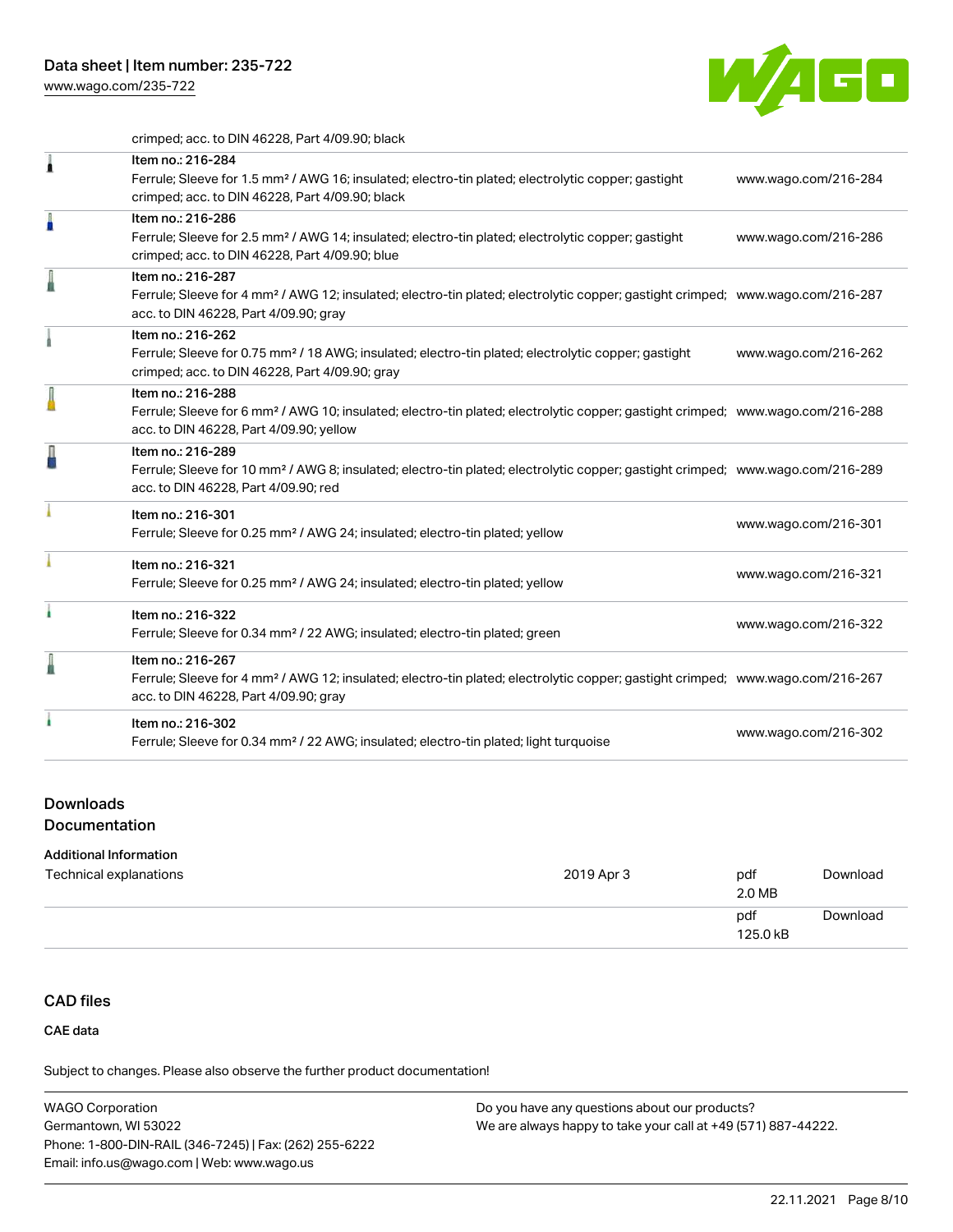crimped; acc. to DIN 46228, Part 4/09.90; black

| Item | Link |
| --- | --- |
| Item no.: 216-284<br>Ferrule; Sleeve for 1.5 mm² / AWG 16; insulated; electro-tin plated; electrolytic copper; gastight crimped; acc. to DIN 46228, Part 4/09.90; black | www.wago.com/216-284 |
| Item no.: 216-286<br>Ferrule; Sleeve for 2.5 mm² / AWG 14; insulated; electro-tin plated; electrolytic copper; gastight crimped; acc. to DIN 46228, Part 4/09.90; blue | www.wago.com/216-286 |
| Item no.: 216-287<br>Ferrule; Sleeve for 4 mm² / AWG 12; insulated; electro-tin plated; electrolytic copper; gastight crimped; acc. to DIN 46228, Part 4/09.90; gray | www.wago.com/216-287 |
| Item no.: 216-262<br>Ferrule; Sleeve for 0.75 mm² / 18 AWG; insulated; electro-tin plated; electrolytic copper; gastight crimped; acc. to DIN 46228, Part 4/09.90; gray | www.wago.com/216-262 |
| Item no.: 216-288<br>Ferrule; Sleeve for 6 mm² / AWG 10; insulated; electro-tin plated; electrolytic copper; gastight crimped; acc. to DIN 46228, Part 4/09.90; yellow | www.wago.com/216-288 |
| Item no.: 216-289<br>Ferrule; Sleeve for 10 mm² / AWG 8; insulated; electro-tin plated; electrolytic copper; gastight crimped; acc. to DIN 46228, Part 4/09.90; red | www.wago.com/216-289 |
| Item no.: 216-301<br>Ferrule; Sleeve for 0.25 mm² / AWG 24; insulated; electro-tin plated; yellow | www.wago.com/216-301 |
| Item no.: 216-321<br>Ferrule; Sleeve for 0.25 mm² / AWG 24; insulated; electro-tin plated; yellow | www.wago.com/216-321 |
| Item no.: 216-322<br>Ferrule; Sleeve for 0.34 mm² / 22 AWG; insulated; electro-tin plated; green | www.wago.com/216-322 |
| Item no.: 216-267<br>Ferrule; Sleeve for 4 mm² / AWG 12; insulated; electro-tin plated; electrolytic copper; gastight crimped; acc. to DIN 46228, Part 4/09.90; gray | www.wago.com/216-267 |
| Item no.: 216-302<br>Ferrule; Sleeve for 0.34 mm² / 22 AWG; insulated; electro-tin plated; light turquoise | www.wago.com/216-302 |

## Downloads
## Documentation

### Additional Information

| | | | |
| --- | --- | --- | --- |
| Technical explanations | 2019 Apr 3 | pdf<br>2.0 MB | Download |
| | | pdf<br>125.0 kB | Download |

## CAD files

### CAE data

Subject to changes. Please also observe the further product documentation!

WAGO Corporation
Germantown, WI 53022
Phone: 1-800-DIN-RAIL (346-7245) | Fax: (262) 255-6222
Email: info.us@wago.com | Web: www.wago.us

Do you have any questions about our products?
We are always happy to take your call at +49 (571) 887-44222.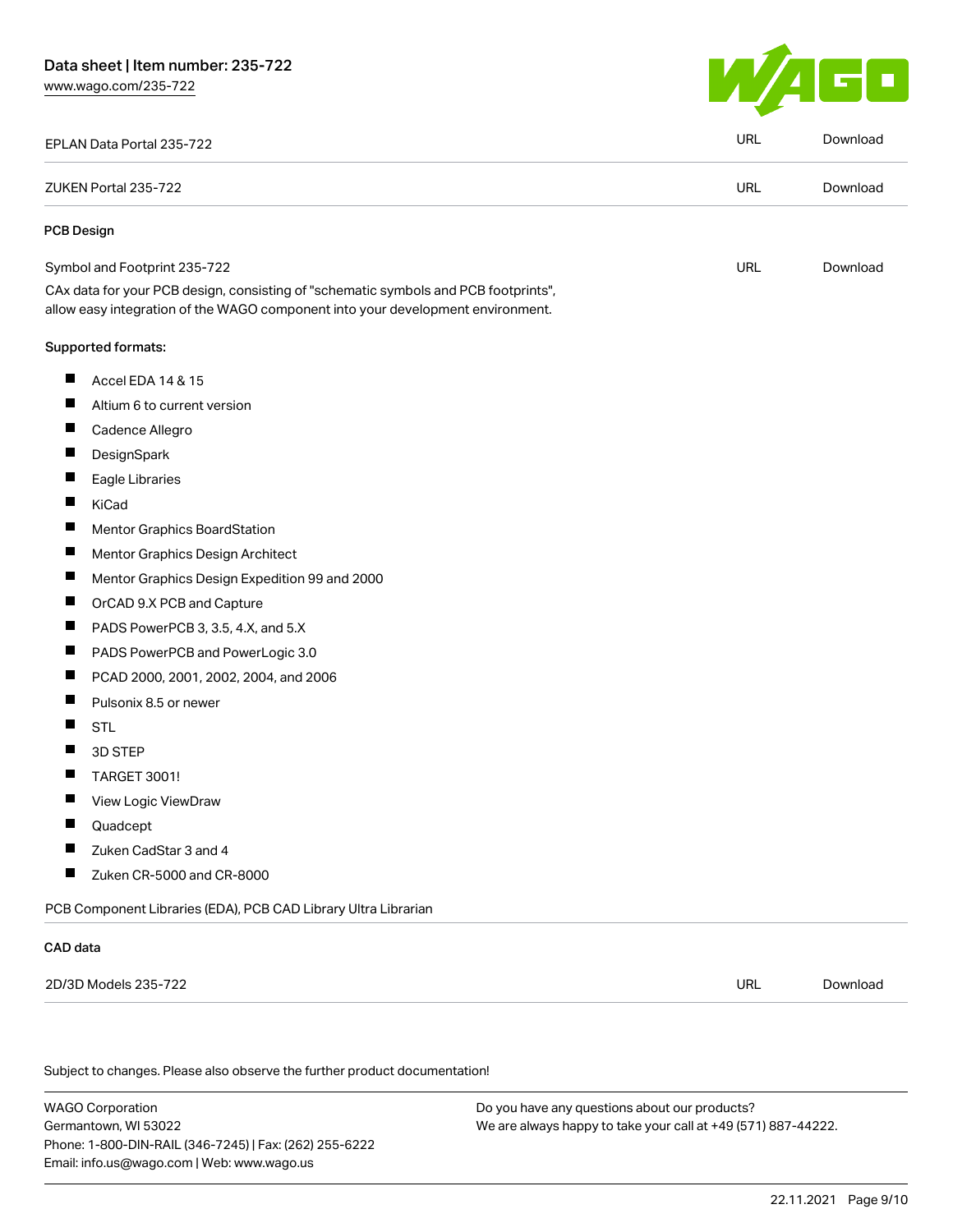| | | |
|---|---|---|
| EPLAN Data Portal 235-722 | URL | Download |
| ZUKEN Portal 235-722 | URL | Download |

### PCB Design

| | | |
|---|---|---|
| Symbol and Footprint 235-722 | URL | Download |

CAx data for your PCB design, consisting of "schematic symbols and PCB footprints", allow easy integration of the WAGO component into your development environment.

Supported formats:

- Accel EDA 14 & 15
- Altium 6 to current version
- Cadence Allegro
- DesignSpark
- Eagle Libraries
- KiCad
- Mentor Graphics BoardStation
- Mentor Graphics Design Architect
- Mentor Graphics Design Expedition 99 and 2000
- OrCAD 9.X PCB and Capture
- PADS PowerPCB 3, 3.5, 4.X, and 5.X
- PADS PowerPCB and PowerLogic 3.0
- PCAD 2000, 2001, 2002, 2004, and 2006
- Pulsonix 8.5 or newer
- STL
- 3D STEP
- TARGET 3001!
- View Logic ViewDraw
- Quadcept
- Zuken CadStar 3 and 4
- Zuken CR-5000 and CR-8000

PCB Component Libraries (EDA), PCB CAD Library Ultra Librarian

### CAD data

| | | |
|---|---|---|
| 2D/3D Models 235-722 | URL | Download |

Subject to changes. Please also observe the further product documentation!

WAGO Corporation
Germantown, WI 53022
Phone: 1-800-DIN-RAIL (346-7245) | Fax: (262) 255-6222
Email: info.us@wago.com | Web: www.wago.us

Do you have any questions about our products?
We are always happy to take your call at +49 (571) 887-44222.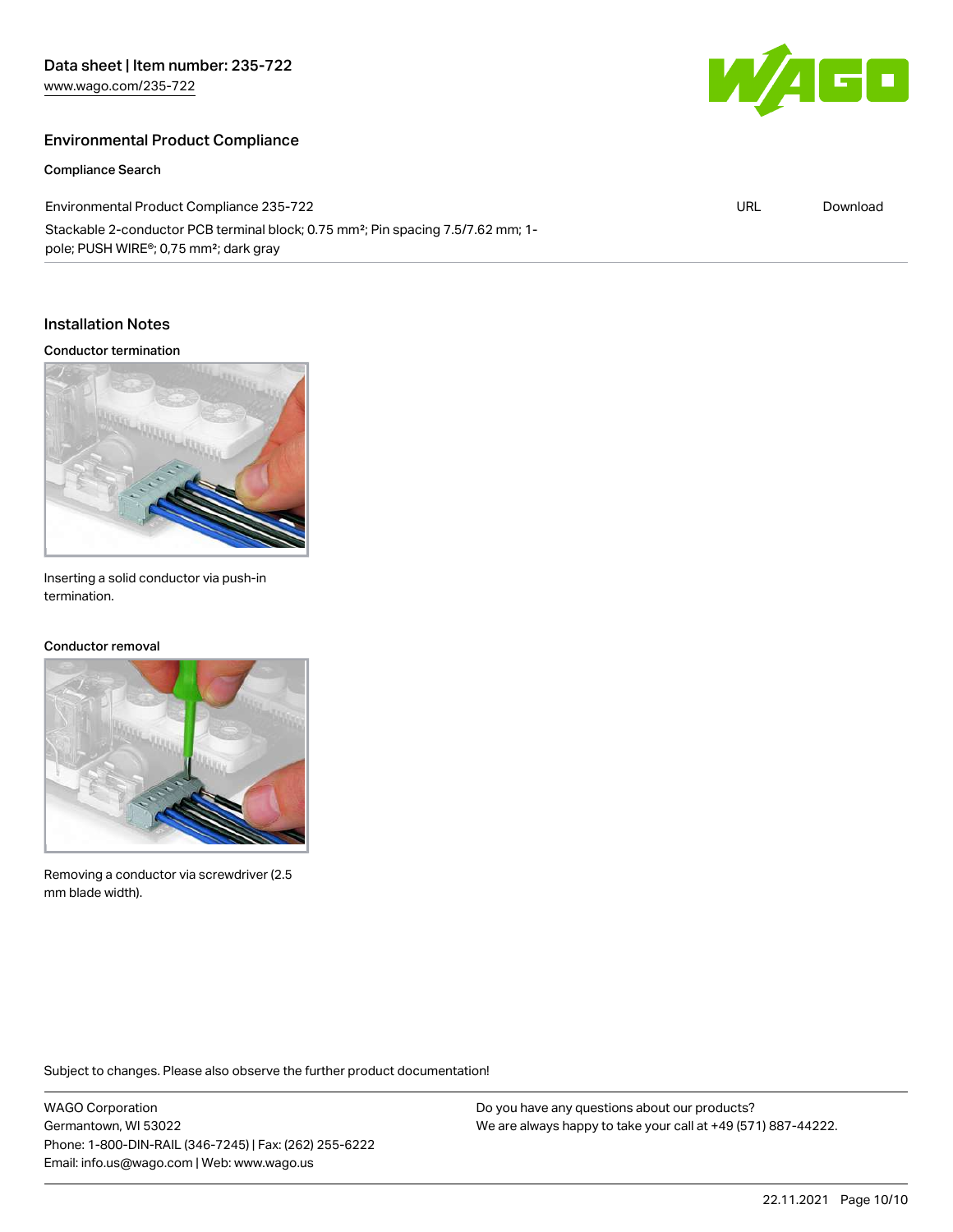## Environmental Product Compliance

### Compliance Search

| | | |
|---|---|---|
| Environmental Product Compliance 235-722<br>Stackable 2-conductor PCB terminal block; 0.75 mm²; Pin spacing 7.5/7.62 mm; 1-pole; PUSH WIRE®; 0,75 mm²; dark gray | URL | Download |

## Installation Notes

### Conductor termination

Inserting a solid conductor via push-in termination.

### Conductor removal

Removing a conductor via screwdriver (2.5 mm blade width).

Subject to changes. Please also observe the further product documentation!

WAGO Corporation
Germantown, WI 53022
Phone: 1-800-DIN-RAIL (346-7245) | Fax: (262) 255-6222
Email: info.us@wago.com | Web: www.wago.us

Do you have any questions about our products?
We are always happy to take your call at +49 (571) 887-44222.

22.11.2021